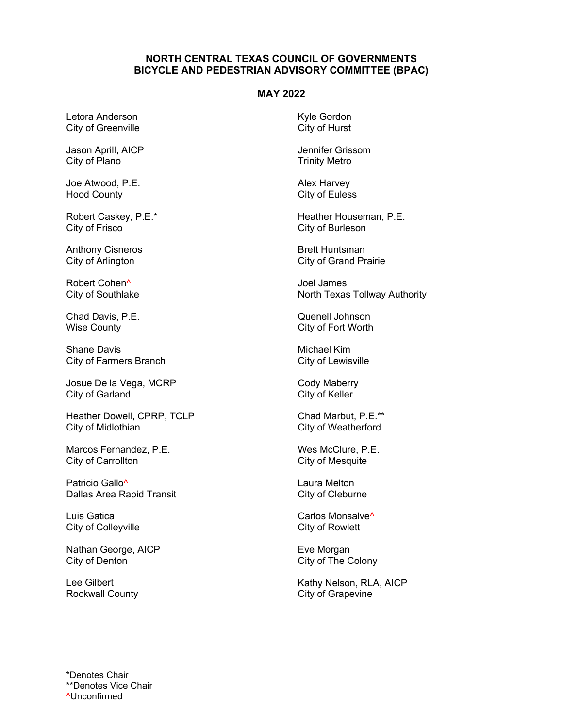**NORTH CENTRAL TEXAS COUNCIL OF GOVERNMENTS**
**BICYCLE AND PEDESTRIAN ADVISORY COMMITTEE (BPAC)**

**MAY 2022**

Letora Anderson
City of Greenville

Jason Aprill, AICP
City of Plano

Joe Atwood, P.E.
Hood County

Robert Caskey, P.E.*
City of Frisco

Anthony Cisneros
City of Arlington

Robert Cohen^
City of Southlake

Chad Davis, P.E.
Wise County

Shane Davis
City of Farmers Branch

Josue De la Vega, MCRP
City of Garland

Heather Dowell, CPRP, TCLP
City of Midlothian

Marcos Fernandez, P.E.
City of Carrollton

Patricio Gallo^
Dallas Area Rapid Transit

Luis Gatica
City of Colleyville

Nathan George, AICP
City of Denton

Lee Gilbert
Rockwall County

Kyle Gordon
City of Hurst

Jennifer Grissom
Trinity Metro

Alex Harvey
City of Euless

Heather Houseman, P.E.
City of Burleson

Brett Huntsman
City of Grand Prairie

Joel James
North Texas Tollway Authority

Quenell Johnson
City of Fort Worth

Michael Kim
City of Lewisville

Cody Maberry
City of Keller

Chad Marbut, P.E.**
City of Weatherford

Wes McClure, P.E.
City of Mesquite

Laura Melton
City of Cleburne

Carlos Monsalve^
City of Rowlett

Eve Morgan
City of The Colony

Kathy Nelson, RLA, AICP
City of Grapevine

*Denotes Chair
**Denotes Vice Chair
^Unconfirmed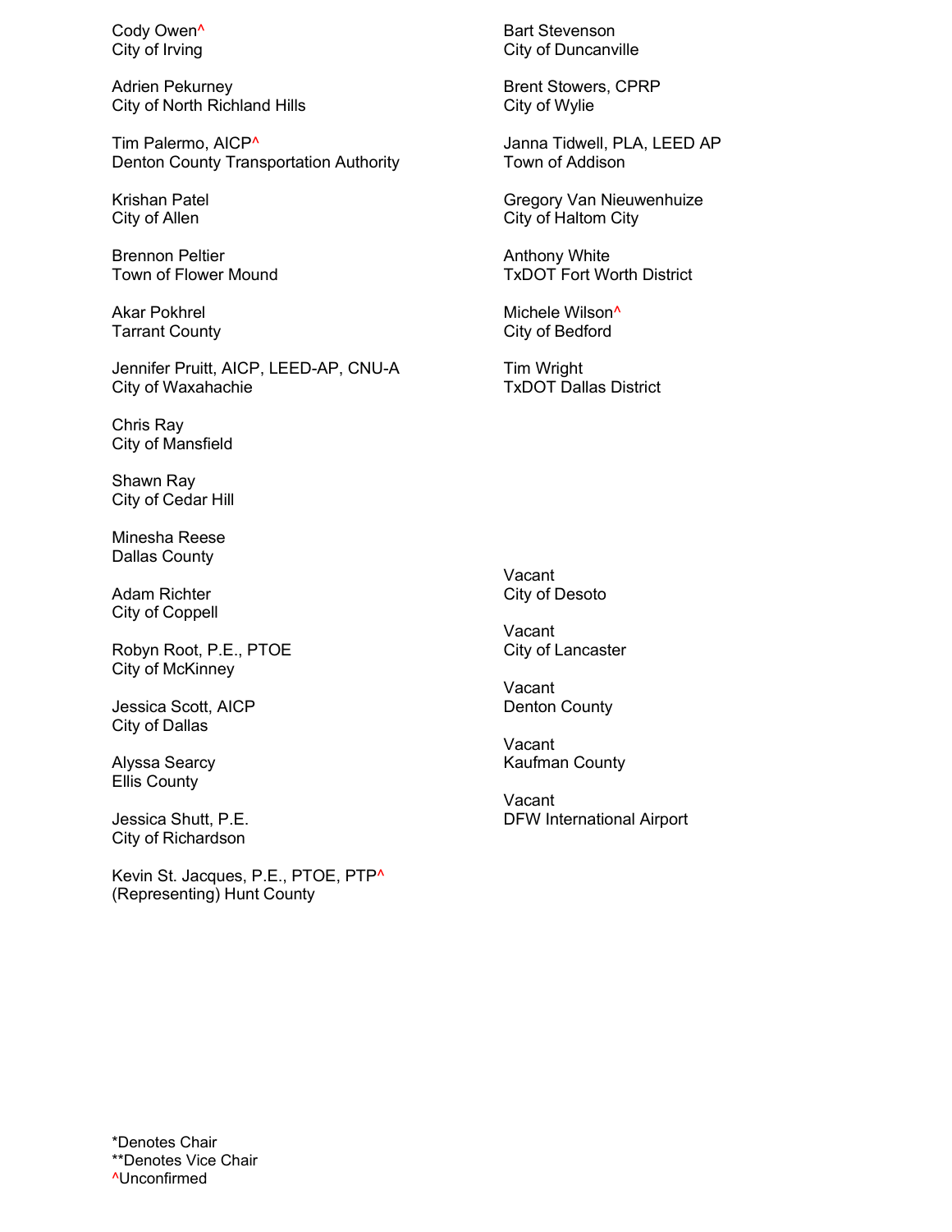Cody Owen^
City of Irving

Adrien Pekurney
City of North Richland Hills

Tim Palermo, AICP^
Denton County Transportation Authority

Krishan Patel
City of Allen

Brennon Peltier
Town of Flower Mound

Akar Pokhrel
Tarrant County

Jennifer Pruitt, AICP, LEED-AP, CNU-A
City of Waxahachie

Chris Ray
City of Mansfield

Shawn Ray
City of Cedar Hill

Minesha Reese
Dallas County

Adam Richter
City of Coppell

Robyn Root, P.E., PTOE
City of McKinney

Jessica Scott, AICP
City of Dallas

Alyssa Searcy
Ellis County

Jessica Shutt, P.E.
City of Richardson

Kevin St. Jacques, P.E., PTOE, PTP^
(Representing) Hunt County

Bart Stevenson
City of Duncanville

Brent Stowers, CPRP
City of Wylie

Janna Tidwell, PLA, LEED AP
Town of Addison

Gregory Van Nieuwenhuize
City of Haltom City

Anthony White
TxDOT Fort Worth District

Michele Wilson^
City of Bedford

Tim Wright
TxDOT Dallas District

Vacant
City of Desoto

Vacant
City of Lancaster

Vacant
Denton County

Vacant
Kaufman County

Vacant
DFW International Airport

*Denotes Chair
**Denotes Vice Chair
^Unconfirmed